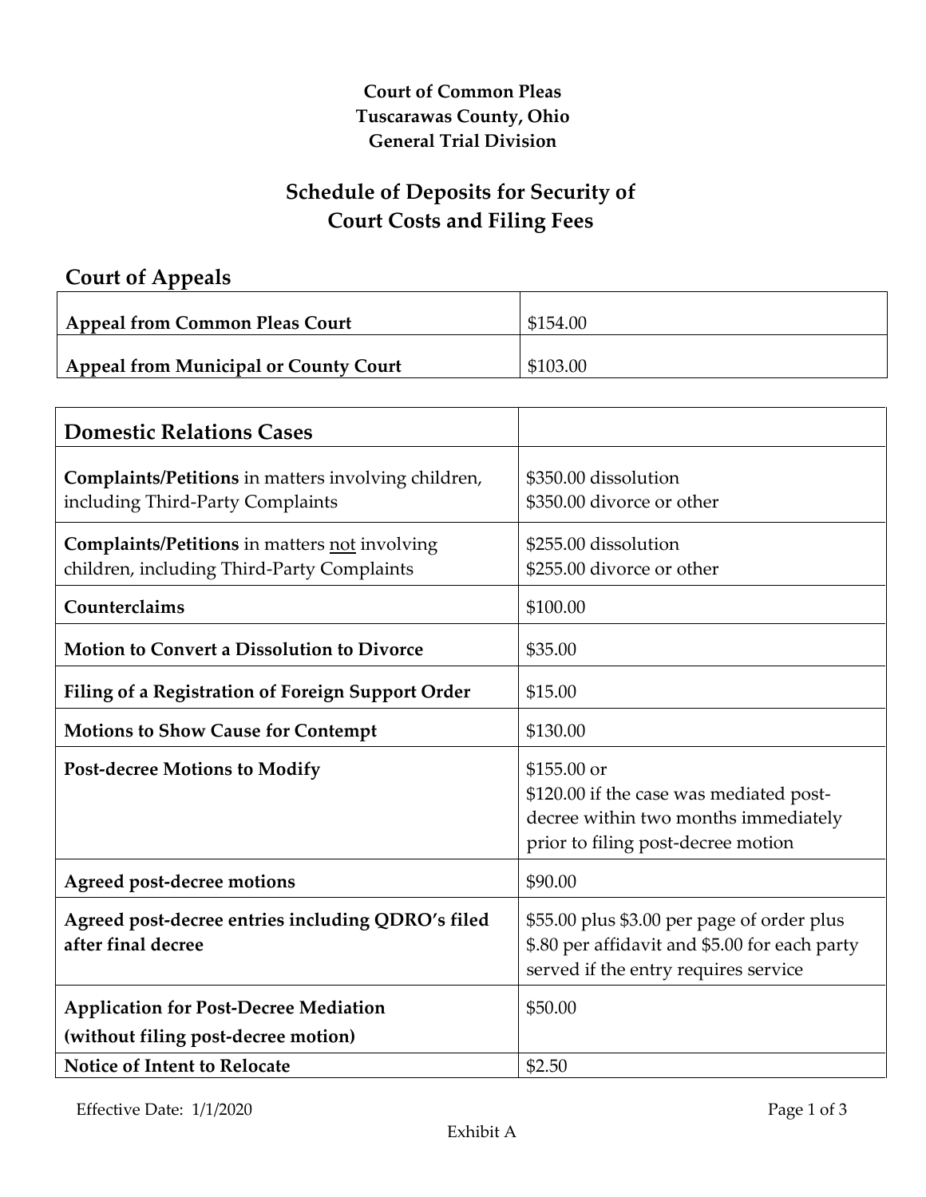**Court of Common Pleas**
**Tuscarawas County, Ohio**
**General Trial Division**

# Schedule of Deposits for Security of Court Costs and Filing Fees

## Court of Appeals

| | |
|---|---|
| **Appeal from Common Pleas Court** | $154.00 |
| **Appeal from Municipal or County Court** | $103.00 |

| Domestic Relations Cases | |
|---|---|
| **Complaints/Petitions** in matters involving children, including Third-Party Complaints | $350.00 dissolution<br>$350.00 divorce or other |
| **Complaints/Petitions** in matters not involving children, including Third-Party Complaints | $255.00 dissolution<br>$255.00 divorce or other |
| **Counterclaims** | $100.00 |
| **Motion to Convert a Dissolution to Divorce** | $35.00 |
| **Filing of a Registration of Foreign Support Order** | $15.00 |
| **Motions to Show Cause for Contempt** | $130.00 |
| **Post-decree Motions to Modify** | $155.00 or<br>$120.00 if the case was mediated post-decree within two months immediately prior to filing post-decree motion |
| **Agreed post-decree motions** | $90.00 |
| **Agreed post-decree entries including QDRO's filed after final decree** | $55.00 plus $3.00 per page of order plus $.80 per affidavit and $5.00 for each party served if the entry requires service |
| **Application for Post-Decree Mediation (without filing post-decree motion)** | $50.00 |
| **Notice of Intent to Relocate** | $2.50 |

Effective Date: 1/1/2020

Exhibit A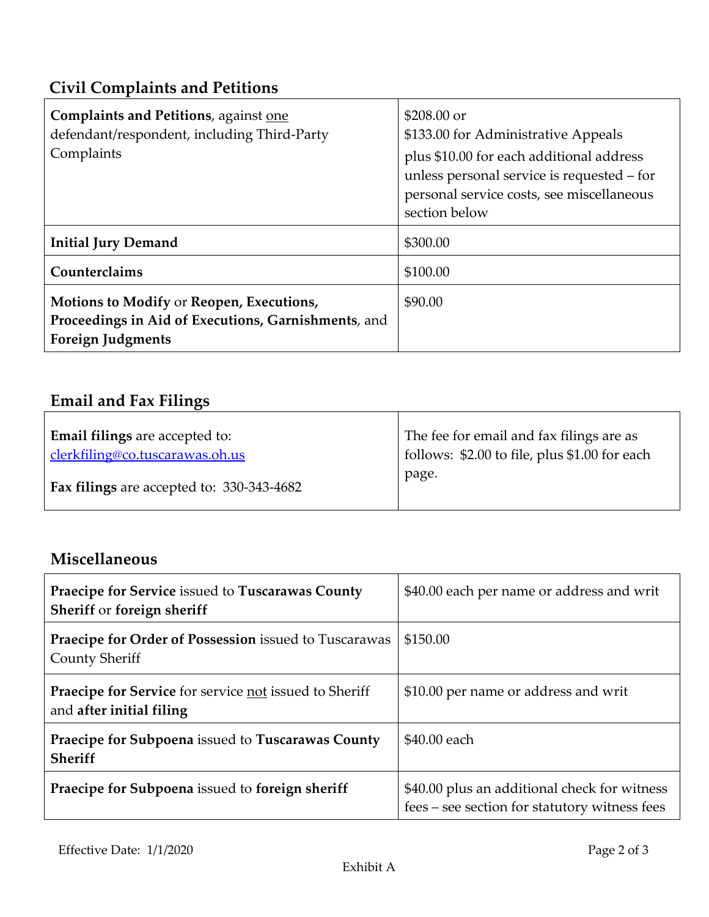## Civil Complaints and Petitions

| | |
|---|---|
| **Complaints and Petitions**, against one defendant/respondent, including Third-Party Complaints | $208.00 or<br>$133.00 for Administrative Appeals<br>plus $10.00 for each additional address unless personal service is requested – for personal service costs, see miscellaneous section below |
| **Initial Jury Demand** | $300.00 |
| **Counterclaims** | $100.00 |
| **Motions to Modify** or **Reopen, Executions, Proceedings in Aid of Executions, Garnishments**, and **Foreign Judgments** | $90.00 |

## Email and Fax Filings

| | |
|---|---|
| **Email filings** are accepted to: clerkfiling@co.tuscarawas.oh.us<br><br>**Fax filings** are accepted to: 330-343-4682 | The fee for email and fax filings are as follows: $2.00 to file, plus $1.00 for each page. |

## Miscellaneous

| | |
|---|---|
| **Praecipe for Service** issued to **Tuscarawas County Sheriff** or **foreign sheriff** | $40.00 each per name or address and writ |
| **Praecipe for Order of Possession** issued to Tuscarawas County Sheriff | $150.00 |
| **Praecipe for Service** for service not issued to Sheriff and **after initial filing** | $10.00 per name or address and writ |
| **Praecipe for Subpoena** issued to **Tuscarawas County Sheriff** | $40.00 each |
| **Praecipe for Subpoena** issued to **foreign sheriff** | $40.00 plus an additional check for witness fees – see section for statutory witness fees |

Effective Date: 1/1/2020

Exhibit A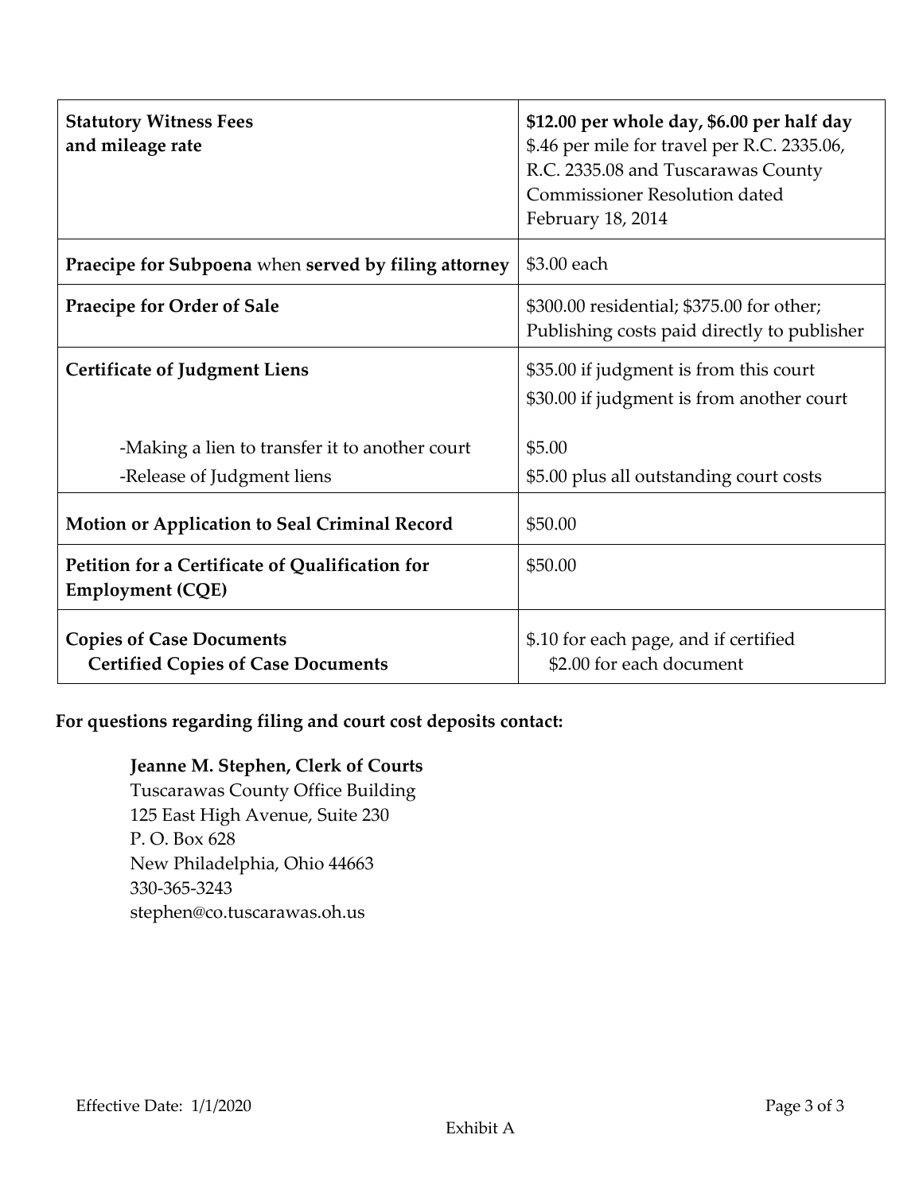| | |
|---|---|
| **Statutory Witness Fees and mileage rate** | **$12.00 per whole day, $6.00 per half day** $.46 per mile for travel per R.C. 2335.06, R.C. 2335.08 and Tuscarawas County Commissioner Resolution dated February 18, 2014 |
| **Praecipe for Subpoena** when **served by filing attorney** | $3.00 each |
| **Praecipe for Order of Sale** | $300.00 residential; $375.00 for other; Publishing costs paid directly to publisher |
| **Certificate of Judgment Liens** | $35.00 if judgment is from this court<br>$30.00 if judgment is from another court |
| -Making a lien to transfer it to another court | $5.00 |
| -Release of Judgment liens | $5.00 plus all outstanding court costs |
| **Motion or Application to Seal Criminal Record** | $50.00 |
| **Petition for a Certificate of Qualification for Employment (CQE)** | $50.00 |
| **Copies of Case Documents**<br>**Certified Copies of Case Documents** | $.10 for each page, and if certified<br>$2.00 for each document |

**For questions regarding filing and court cost deposits contact:**

**Jeanne M. Stephen, Clerk of Courts**
Tuscarawas County Office Building
125 East High Avenue, Suite 230
P. O. Box 628
New Philadelphia, Ohio 44663
330-365-3243
stephen@co.tuscarawas.oh.us

Effective Date: 1/1/2020

Exhibit A